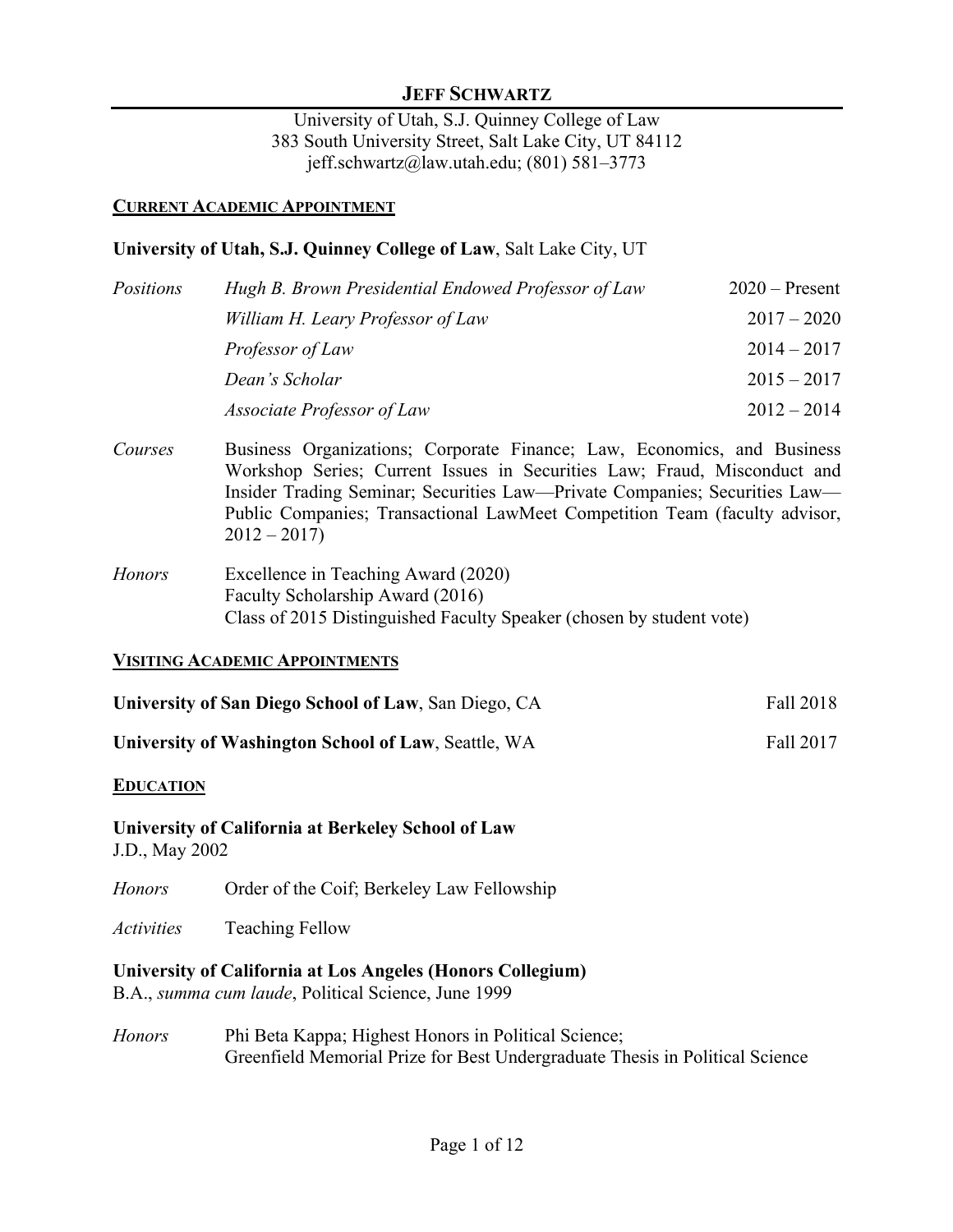# JEFF SCHWARTZ

University of Utah, S.J. Quinney College of Law
383 South University Street, Salt Lake City, UT 84112
jeff.schwartz@law.utah.edu; (801) 581–3773

## CURRENT ACADEMIC APPOINTMENT

**University of Utah, S.J. Quinney College of Law**, Salt Lake City, UT

| | | |
|---|---|---|
| *Positions* | *Hugh B. Brown Presidential Endowed Professor of Law* | 2020 – Present |
| | *William H. Leary Professor of Law* | 2017 – 2020 |
| | *Professor of Law* | 2014 – 2017 |
| | *Dean's Scholar* | 2015 – 2017 |
| | *Associate Professor of Law* | 2012 – 2014 |

*Courses* Business Organizations; Corporate Finance; Law, Economics, and Business Workshop Series; Current Issues in Securities Law; Fraud, Misconduct and Insider Trading Seminar; Securities Law—Private Companies; Securities Law—Public Companies; Transactional LawMeet Competition Team (faculty advisor, 2012 – 2017)

*Honors* Excellence in Teaching Award (2020)
Faculty Scholarship Award (2016)
Class of 2015 Distinguished Faculty Speaker (chosen by student vote)

## VISITING ACADEMIC APPOINTMENTS

**University of San Diego School of Law**, San Diego, CA — Fall 2018

**University of Washington School of Law**, Seattle, WA — Fall 2017

## EDUCATION

**University of California at Berkeley School of Law**
J.D., May 2002

*Honors* Order of the Coif; Berkeley Law Fellowship

*Activities* Teaching Fellow

**University of California at Los Angeles (Honors Collegium)**
B.A., *summa cum laude*, Political Science, June 1999

*Honors* Phi Beta Kappa; Highest Honors in Political Science;
Greenfield Memorial Prize for Best Undergraduate Thesis in Political Science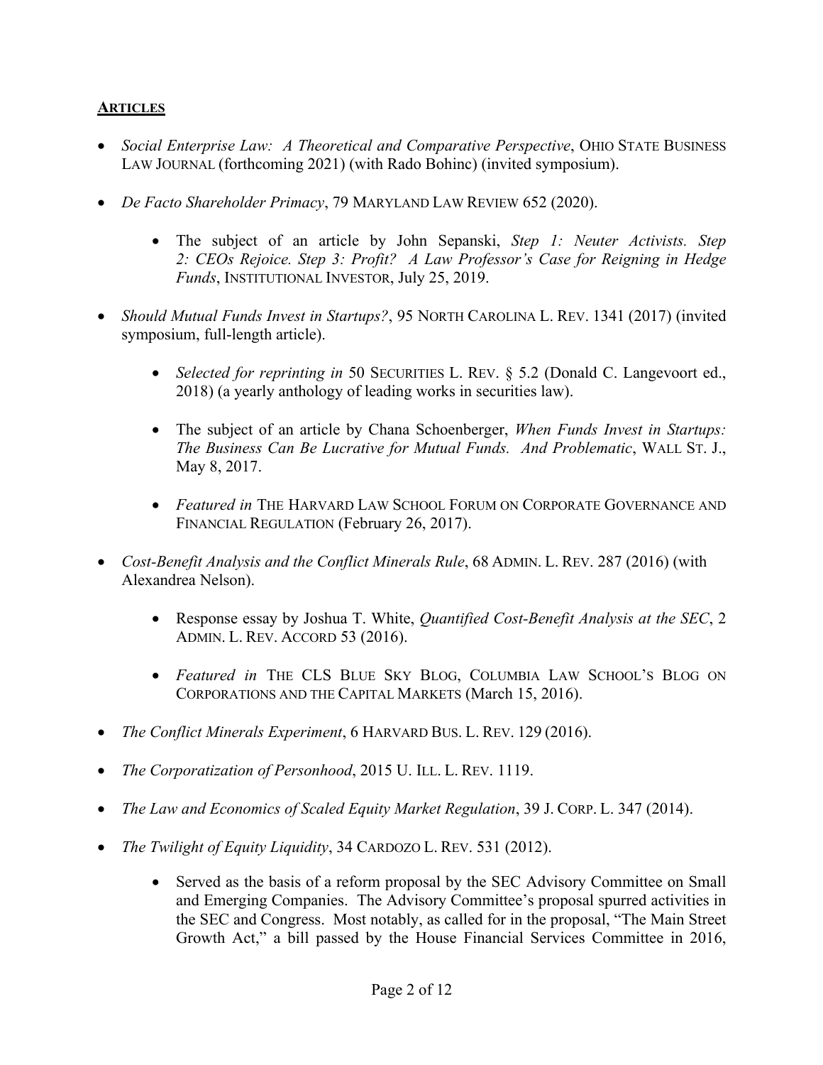## **ARTICLES**

- *Social Enterprise Law: A Theoretical and Comparative Perspective*, OHIO STATE BUSINESS LAW JOURNAL (forthcoming 2021) (with Rado Bohinc) (invited symposium).

- *De Facto Shareholder Primacy*, 79 MARYLAND LAW REVIEW 652 (2020).

    - The subject of an article by John Sepanski, *Step 1: Neuter Activists. Step 2: CEOs Rejoice. Step 3: Profit? A Law Professor's Case for Reigning in Hedge Funds*, INSTITUTIONAL INVESTOR, July 25, 2019.

- *Should Mutual Funds Invest in Startups?*, 95 NORTH CAROLINA L. REV. 1341 (2017) (invited symposium, full-length article).

    - *Selected for reprinting in* 50 SECURITIES L. REV. § 5.2 (Donald C. Langevoort ed., 2018) (a yearly anthology of leading works in securities law).

    - The subject of an article by Chana Schoenberger, *When Funds Invest in Startups: The Business Can Be Lucrative for Mutual Funds. And Problematic*, WALL ST. J., May 8, 2017.

    - *Featured in* THE HARVARD LAW SCHOOL FORUM ON CORPORATE GOVERNANCE AND FINANCIAL REGULATION (February 26, 2017).

- *Cost-Benefit Analysis and the Conflict Minerals Rule*, 68 ADMIN. L. REV. 287 (2016) (with Alexandrea Nelson).

    - Response essay by Joshua T. White, *Quantified Cost-Benefit Analysis at the SEC*, 2 ADMIN. L. REV. ACCORD 53 (2016).

    - *Featured in* THE CLS BLUE SKY BLOG, COLUMBIA LAW SCHOOL'S BLOG ON CORPORATIONS AND THE CAPITAL MARKETS (March 15, 2016).

- *The Conflict Minerals Experiment*, 6 HARVARD BUS. L. REV. 129 (2016).

- *The Corporatization of Personhood*, 2015 U. ILL. L. REV. 1119.

- *The Law and Economics of Scaled Equity Market Regulation*, 39 J. CORP. L. 347 (2014).

- *The Twilight of Equity Liquidity*, 34 CARDOZO L. REV. 531 (2012).

    - Served as the basis of a reform proposal by the SEC Advisory Committee on Small and Emerging Companies. The Advisory Committee's proposal spurred activities in the SEC and Congress. Most notably, as called for in the proposal, "The Main Street Growth Act," a bill passed by the House Financial Services Committee in 2016,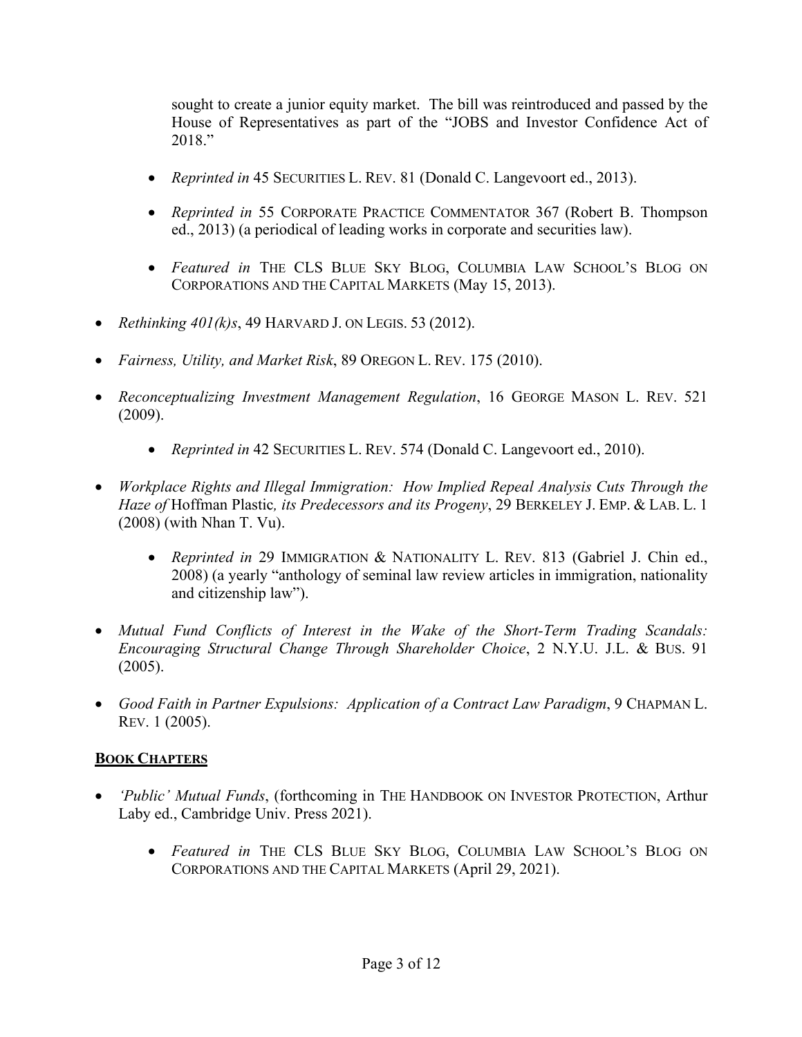sought to create a junior equity market. The bill was reintroduced and passed by the House of Representatives as part of the "JOBS and Investor Confidence Act of 2018."

- *Reprinted in* 45 SECURITIES L. REV. 81 (Donald C. Langevoort ed., 2013).
- *Reprinted in* 55 CORPORATE PRACTICE COMMENTATOR 367 (Robert B. Thompson ed., 2013) (a periodical of leading works in corporate and securities law).
- *Featured in* THE CLS BLUE SKY BLOG, COLUMBIA LAW SCHOOL'S BLOG ON CORPORATIONS AND THE CAPITAL MARKETS (May 15, 2013).

- *Rethinking 401(k)s*, 49 HARVARD J. ON LEGIS. 53 (2012).
- *Fairness, Utility, and Market Risk*, 89 OREGON L. REV. 175 (2010).
- *Reconceptualizing Investment Management Regulation*, 16 GEORGE MASON L. REV. 521 (2009).
  - *Reprinted in* 42 SECURITIES L. REV. 574 (Donald C. Langevoort ed., 2010).
- *Workplace Rights and Illegal Immigration: How Implied Repeal Analysis Cuts Through the Haze of* Hoffman Plastic*, its Predecessors and its Progeny*, 29 BERKELEY J. EMP. & LAB. L. 1 (2008) (with Nhan T. Vu).
  - *Reprinted in* 29 IMMIGRATION & NATIONALITY L. REV. 813 (Gabriel J. Chin ed., 2008) (a yearly "anthology of seminal law review articles in immigration, nationality and citizenship law").
- *Mutual Fund Conflicts of Interest in the Wake of the Short-Term Trading Scandals: Encouraging Structural Change Through Shareholder Choice*, 2 N.Y.U. J.L. & BUS. 91 (2005).
- *Good Faith in Partner Expulsions: Application of a Contract Law Paradigm*, 9 CHAPMAN L. REV. 1 (2005).

## BOOK CHAPTERS

- *'Public' Mutual Funds*, (forthcoming in THE HANDBOOK ON INVESTOR PROTECTION, Arthur Laby ed., Cambridge Univ. Press 2021).
  - *Featured in* THE CLS BLUE SKY BLOG, COLUMBIA LAW SCHOOL'S BLOG ON CORPORATIONS AND THE CAPITAL MARKETS (April 29, 2021).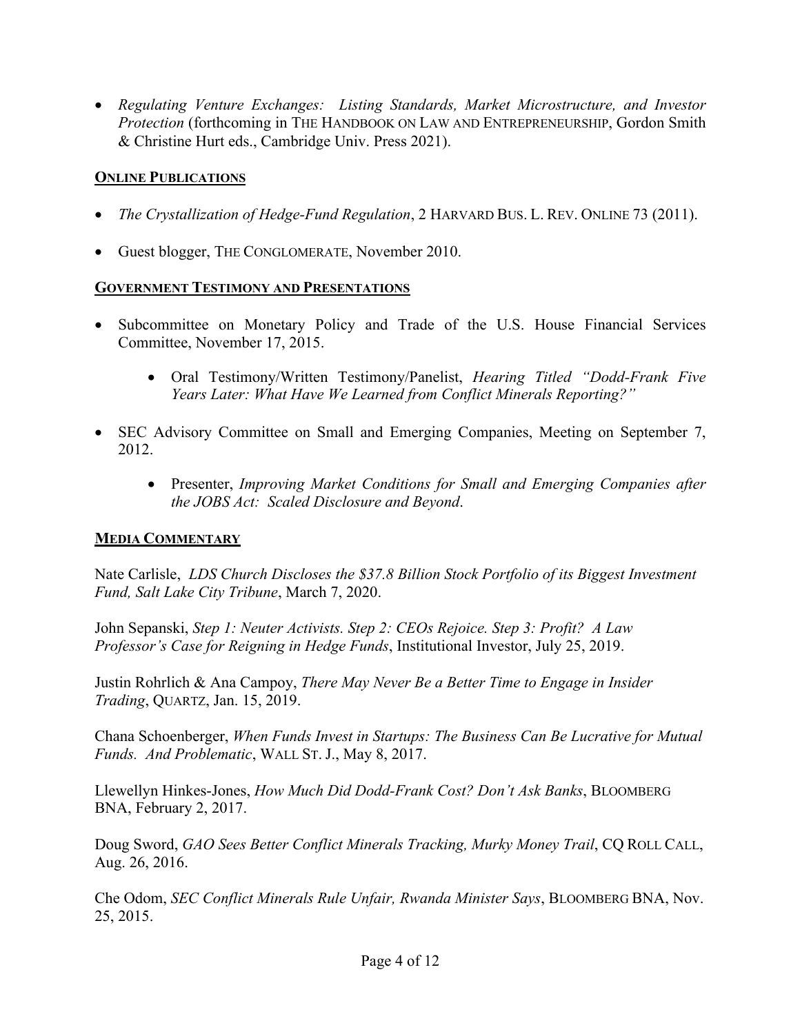- *Regulating Venture Exchanges: Listing Standards, Market Microstructure, and Investor Protection* (forthcoming in THE HANDBOOK ON LAW AND ENTREPRENEURSHIP, Gordon Smith & Christine Hurt eds., Cambridge Univ. Press 2021).

## ONLINE PUBLICATIONS

- *The Crystallization of Hedge-Fund Regulation*, 2 HARVARD BUS. L. REV. ONLINE 73 (2011).
- Guest blogger, THE CONGLOMERATE, November 2010.

## GOVERNMENT TESTIMONY AND PRESENTATIONS

- Subcommittee on Monetary Policy and Trade of the U.S. House Financial Services Committee, November 17, 2015.
    - Oral Testimony/Written Testimony/Panelist, *Hearing Titled "Dodd-Frank Five Years Later: What Have We Learned from Conflict Minerals Reporting?"*
- SEC Advisory Committee on Small and Emerging Companies, Meeting on September 7, 2012.
    - Presenter, *Improving Market Conditions for Small and Emerging Companies after the JOBS Act: Scaled Disclosure and Beyond*.

## MEDIA COMMENTARY

Nate Carlisle, *LDS Church Discloses the $37.8 Billion Stock Portfolio of its Biggest Investment Fund, Salt Lake City Tribune*, March 7, 2020.

John Sepanski, *Step 1: Neuter Activists. Step 2: CEOs Rejoice. Step 3: Profit? A Law Professor's Case for Reigning in Hedge Funds*, Institutional Investor, July 25, 2019.

Justin Rohrlich & Ana Campoy, *There May Never Be a Better Time to Engage in Insider Trading*, QUARTZ, Jan. 15, 2019.

Chana Schoenberger, *When Funds Invest in Startups: The Business Can Be Lucrative for Mutual Funds. And Problematic*, WALL ST. J., May 8, 2017.

Llewellyn Hinkes-Jones, *How Much Did Dodd-Frank Cost? Don't Ask Banks*, BLOOMBERG BNA, February 2, 2017.

Doug Sword, *GAO Sees Better Conflict Minerals Tracking, Murky Money Trail*, CQ ROLL CALL, Aug. 26, 2016.

Che Odom, *SEC Conflict Minerals Rule Unfair, Rwanda Minister Says*, BLOOMBERG BNA, Nov. 25, 2015.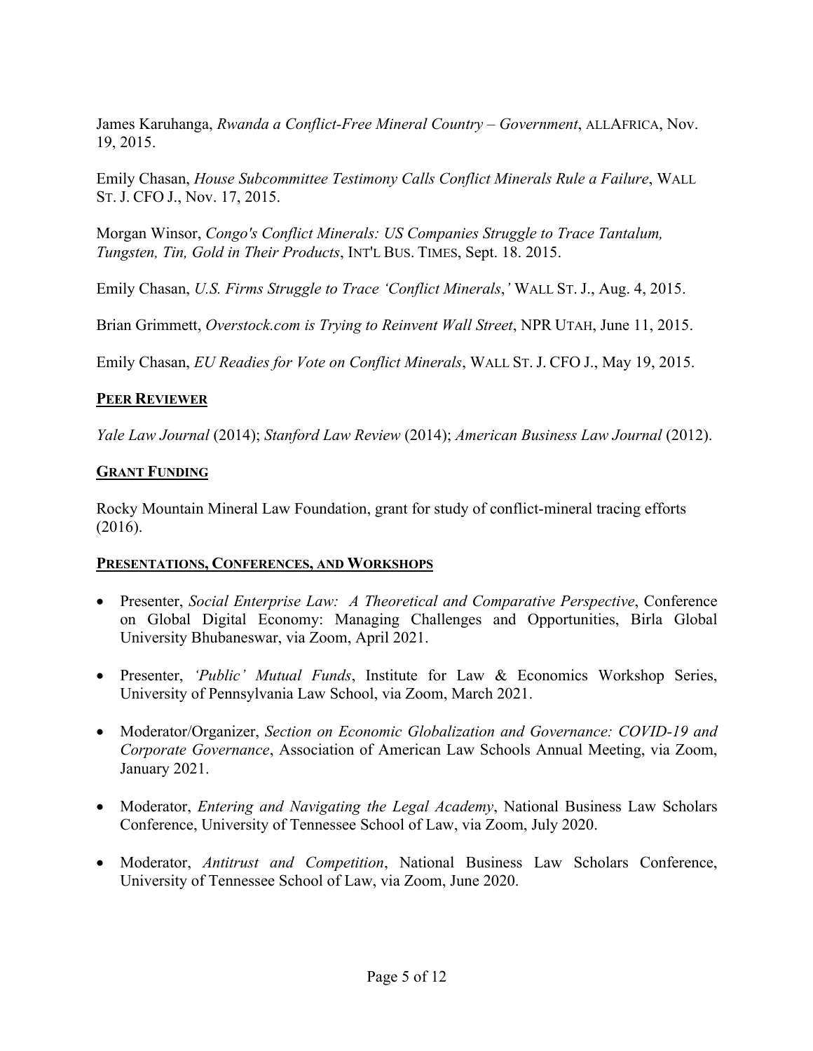James Karuhanga, *Rwanda a Conflict-Free Mineral Country – Government*, ALLAFRICA, Nov. 19, 2015.

Emily Chasan, *House Subcommittee Testimony Calls Conflict Minerals Rule a Failure*, WALL ST. J. CFO J., Nov. 17, 2015.

Morgan Winsor, *Congo's Conflict Minerals: US Companies Struggle to Trace Tantalum, Tungsten, Tin, Gold in Their Products*, INT'L BUS. TIMES, Sept. 18. 2015.

Emily Chasan, *U.S. Firms Struggle to Trace 'Conflict Minerals,'* WALL ST. J., Aug. 4, 2015.

Brian Grimmett, *Overstock.com is Trying to Reinvent Wall Street*, NPR UTAH, June 11, 2015.

Emily Chasan, *EU Readies for Vote on Conflict Minerals*, WALL ST. J. CFO J., May 19, 2015.

## PEER REVIEWER

*Yale Law Journal* (2014); *Stanford Law Review* (2014); *American Business Law Journal* (2012).

## GRANT FUNDING

Rocky Mountain Mineral Law Foundation, grant for study of conflict-mineral tracing efforts (2016).

## PRESENTATIONS, CONFERENCES, AND WORKSHOPS

- Presenter, *Social Enterprise Law: A Theoretical and Comparative Perspective*, Conference on Global Digital Economy: Managing Challenges and Opportunities, Birla Global University Bhubaneswar, via Zoom, April 2021.
- Presenter, *'Public' Mutual Funds*, Institute for Law & Economics Workshop Series, University of Pennsylvania Law School, via Zoom, March 2021.
- Moderator/Organizer, *Section on Economic Globalization and Governance: COVID-19 and Corporate Governance*, Association of American Law Schools Annual Meeting, via Zoom, January 2021.
- Moderator, *Entering and Navigating the Legal Academy*, National Business Law Scholars Conference, University of Tennessee School of Law, via Zoom, July 2020.
- Moderator, *Antitrust and Competition*, National Business Law Scholars Conference, University of Tennessee School of Law, via Zoom, June 2020.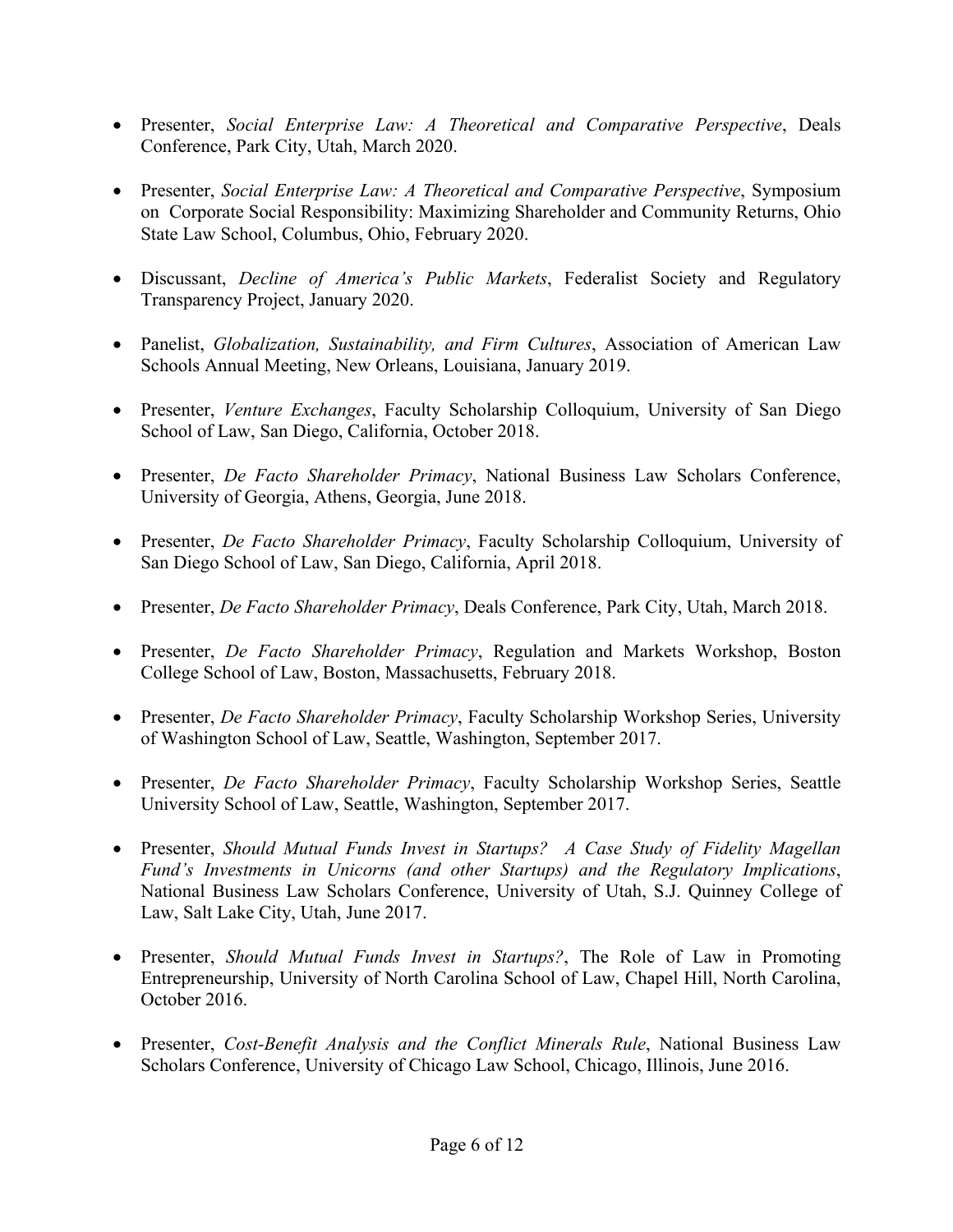- Presenter, *Social Enterprise Law: A Theoretical and Comparative Perspective*, Deals Conference, Park City, Utah, March 2020.

- Presenter, *Social Enterprise Law: A Theoretical and Comparative Perspective*, Symposium on Corporate Social Responsibility: Maximizing Shareholder and Community Returns, Ohio State Law School, Columbus, Ohio, February 2020.

- Discussant, *Decline of America's Public Markets*, Federalist Society and Regulatory Transparency Project, January 2020.

- Panelist, *Globalization, Sustainability, and Firm Cultures*, Association of American Law Schools Annual Meeting, New Orleans, Louisiana, January 2019.

- Presenter, *Venture Exchanges*, Faculty Scholarship Colloquium, University of San Diego School of Law, San Diego, California, October 2018.

- Presenter, *De Facto Shareholder Primacy*, National Business Law Scholars Conference, University of Georgia, Athens, Georgia, June 2018.

- Presenter, *De Facto Shareholder Primacy*, Faculty Scholarship Colloquium, University of San Diego School of Law, San Diego, California, April 2018.

- Presenter, *De Facto Shareholder Primacy*, Deals Conference, Park City, Utah, March 2018.

- Presenter, *De Facto Shareholder Primacy*, Regulation and Markets Workshop, Boston College School of Law, Boston, Massachusetts, February 2018.

- Presenter, *De Facto Shareholder Primacy*, Faculty Scholarship Workshop Series, University of Washington School of Law, Seattle, Washington, September 2017.

- Presenter, *De Facto Shareholder Primacy*, Faculty Scholarship Workshop Series, Seattle University School of Law, Seattle, Washington, September 2017.

- Presenter, *Should Mutual Funds Invest in Startups? A Case Study of Fidelity Magellan Fund's Investments in Unicorns (and other Startups) and the Regulatory Implications*, National Business Law Scholars Conference, University of Utah, S.J. Quinney College of Law, Salt Lake City, Utah, June 2017.

- Presenter, *Should Mutual Funds Invest in Startups?*, The Role of Law in Promoting Entrepreneurship, University of North Carolina School of Law, Chapel Hill, North Carolina, October 2016.

- Presenter, *Cost-Benefit Analysis and the Conflict Minerals Rule*, National Business Law Scholars Conference, University of Chicago Law School, Chicago, Illinois, June 2016.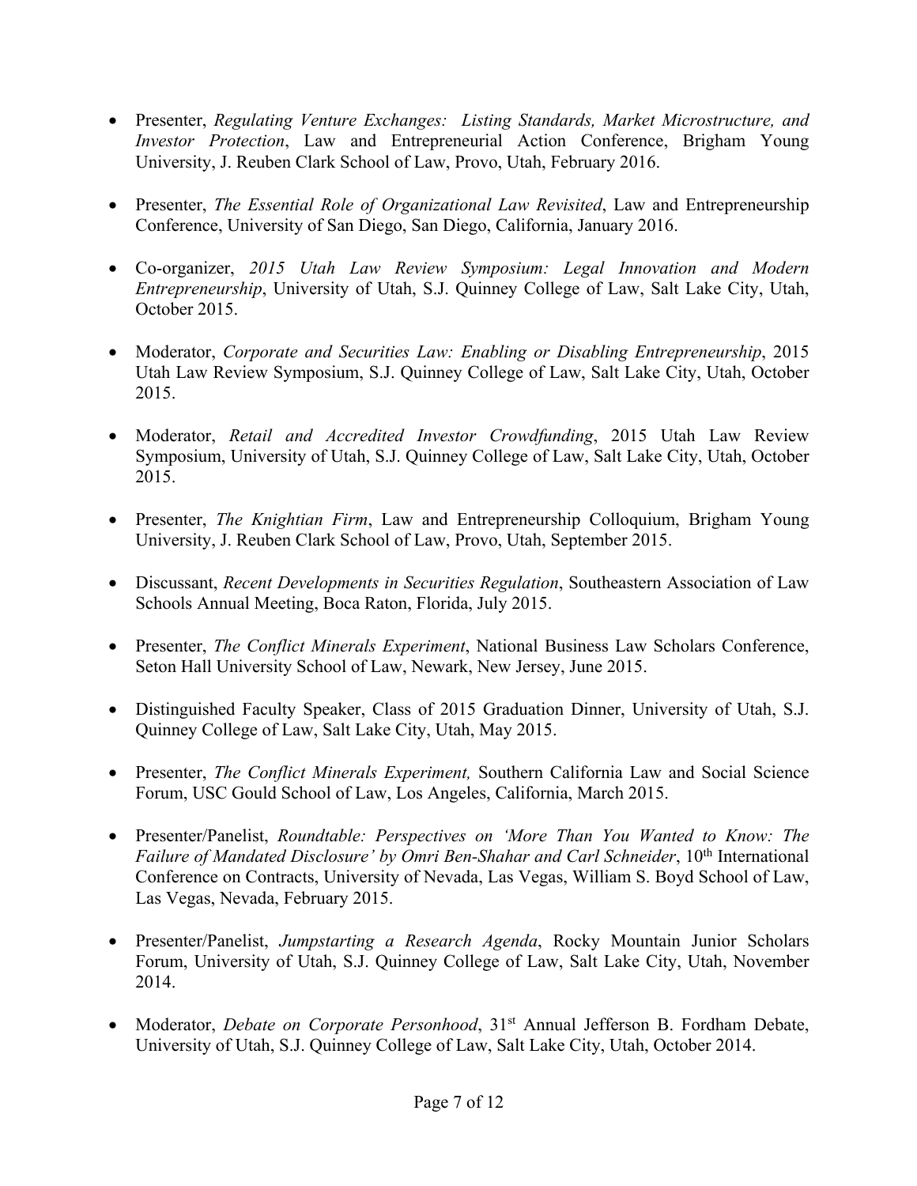- Presenter, *Regulating Venture Exchanges: Listing Standards, Market Microstructure, and Investor Protection*, Law and Entrepreneurial Action Conference, Brigham Young University, J. Reuben Clark School of Law, Provo, Utah, February 2016.

- Presenter, *The Essential Role of Organizational Law Revisited*, Law and Entrepreneurship Conference, University of San Diego, San Diego, California, January 2016.

- Co-organizer, *2015 Utah Law Review Symposium: Legal Innovation and Modern Entrepreneurship*, University of Utah, S.J. Quinney College of Law, Salt Lake City, Utah, October 2015.

- Moderator, *Corporate and Securities Law: Enabling or Disabling Entrepreneurship*, 2015 Utah Law Review Symposium, S.J. Quinney College of Law, Salt Lake City, Utah, October 2015.

- Moderator, *Retail and Accredited Investor Crowdfunding*, 2015 Utah Law Review Symposium, University of Utah, S.J. Quinney College of Law, Salt Lake City, Utah, October 2015.

- Presenter, *The Knightian Firm*, Law and Entrepreneurship Colloquium, Brigham Young University, J. Reuben Clark School of Law, Provo, Utah, September 2015.

- Discussant, *Recent Developments in Securities Regulation*, Southeastern Association of Law Schools Annual Meeting, Boca Raton, Florida, July 2015.

- Presenter, *The Conflict Minerals Experiment*, National Business Law Scholars Conference, Seton Hall University School of Law, Newark, New Jersey, June 2015.

- Distinguished Faculty Speaker, Class of 2015 Graduation Dinner, University of Utah, S.J. Quinney College of Law, Salt Lake City, Utah, May 2015.

- Presenter, *The Conflict Minerals Experiment,* Southern California Law and Social Science Forum, USC Gould School of Law, Los Angeles, California, March 2015.

- Presenter/Panelist, *Roundtable: Perspectives on 'More Than You Wanted to Know: The Failure of Mandated Disclosure' by Omri Ben-Shahar and Carl Schneider*, 10th International Conference on Contracts, University of Nevada, Las Vegas, William S. Boyd School of Law, Las Vegas, Nevada, February 2015.

- Presenter/Panelist, *Jumpstarting a Research Agenda*, Rocky Mountain Junior Scholars Forum, University of Utah, S.J. Quinney College of Law, Salt Lake City, Utah, November 2014.

- Moderator, *Debate on Corporate Personhood*, 31st Annual Jefferson B. Fordham Debate, University of Utah, S.J. Quinney College of Law, Salt Lake City, Utah, October 2014.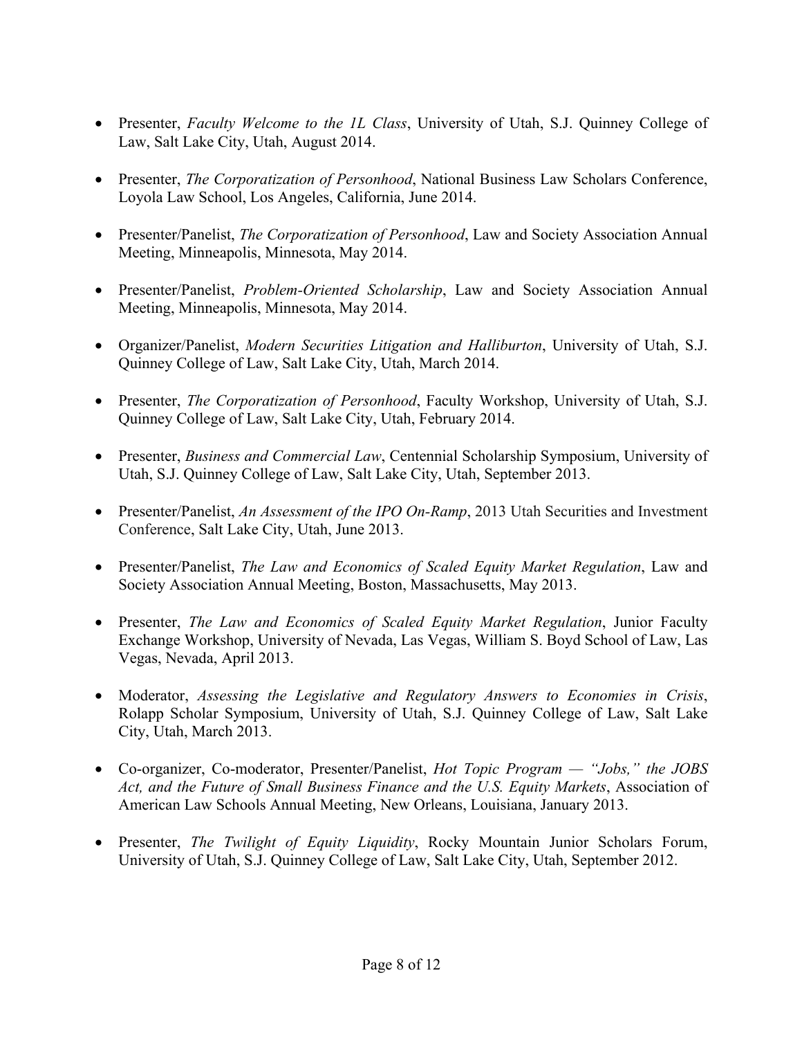- Presenter, *Faculty Welcome to the 1L Class*, University of Utah, S.J. Quinney College of Law, Salt Lake City, Utah, August 2014.

- Presenter, *The Corporatization of Personhood*, National Business Law Scholars Conference, Loyola Law School, Los Angeles, California, June 2014.

- Presenter/Panelist, *The Corporatization of Personhood*, Law and Society Association Annual Meeting, Minneapolis, Minnesota, May 2014.

- Presenter/Panelist, *Problem-Oriented Scholarship*, Law and Society Association Annual Meeting, Minneapolis, Minnesota, May 2014.

- Organizer/Panelist, *Modern Securities Litigation and Halliburton*, University of Utah, S.J. Quinney College of Law, Salt Lake City, Utah, March 2014.

- Presenter, *The Corporatization of Personhood*, Faculty Workshop, University of Utah, S.J. Quinney College of Law, Salt Lake City, Utah, February 2014.

- Presenter, *Business and Commercial Law*, Centennial Scholarship Symposium, University of Utah, S.J. Quinney College of Law, Salt Lake City, Utah, September 2013.

- Presenter/Panelist, *An Assessment of the IPO On-Ramp*, 2013 Utah Securities and Investment Conference, Salt Lake City, Utah, June 2013.

- Presenter/Panelist, *The Law and Economics of Scaled Equity Market Regulation*, Law and Society Association Annual Meeting, Boston, Massachusetts, May 2013.

- Presenter, *The Law and Economics of Scaled Equity Market Regulation*, Junior Faculty Exchange Workshop, University of Nevada, Las Vegas, William S. Boyd School of Law, Las Vegas, Nevada, April 2013.

- Moderator, *Assessing the Legislative and Regulatory Answers to Economies in Crisis*, Rolapp Scholar Symposium, University of Utah, S.J. Quinney College of Law, Salt Lake City, Utah, March 2013.

- Co-organizer, Co-moderator, Presenter/Panelist, *Hot Topic Program — "Jobs," the JOBS Act, and the Future of Small Business Finance and the U.S. Equity Markets*, Association of American Law Schools Annual Meeting, New Orleans, Louisiana, January 2013.

- Presenter, *The Twilight of Equity Liquidity*, Rocky Mountain Junior Scholars Forum, University of Utah, S.J. Quinney College of Law, Salt Lake City, Utah, September 2012.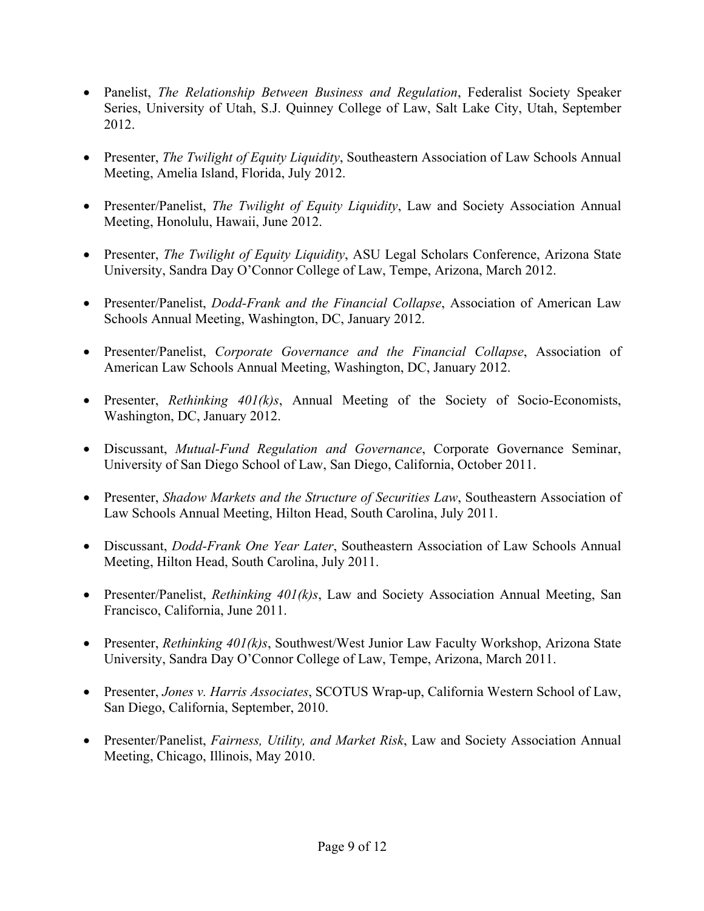- Panelist, *The Relationship Between Business and Regulation*, Federalist Society Speaker Series, University of Utah, S.J. Quinney College of Law, Salt Lake City, Utah, September 2012.

- Presenter, *The Twilight of Equity Liquidity*, Southeastern Association of Law Schools Annual Meeting, Amelia Island, Florida, July 2012.

- Presenter/Panelist, *The Twilight of Equity Liquidity*, Law and Society Association Annual Meeting, Honolulu, Hawaii, June 2012.

- Presenter, *The Twilight of Equity Liquidity*, ASU Legal Scholars Conference, Arizona State University, Sandra Day O'Connor College of Law, Tempe, Arizona, March 2012.

- Presenter/Panelist, *Dodd-Frank and the Financial Collapse*, Association of American Law Schools Annual Meeting, Washington, DC, January 2012.

- Presenter/Panelist, *Corporate Governance and the Financial Collapse*, Association of American Law Schools Annual Meeting, Washington, DC, January 2012.

- Presenter, *Rethinking 401(k)s*, Annual Meeting of the Society of Socio-Economists, Washington, DC, January 2012.

- Discussant, *Mutual-Fund Regulation and Governance*, Corporate Governance Seminar, University of San Diego School of Law, San Diego, California, October 2011.

- Presenter, *Shadow Markets and the Structure of Securities Law*, Southeastern Association of Law Schools Annual Meeting, Hilton Head, South Carolina, July 2011.

- Discussant, *Dodd-Frank One Year Later*, Southeastern Association of Law Schools Annual Meeting, Hilton Head, South Carolina, July 2011.

- Presenter/Panelist, *Rethinking 401(k)s*, Law and Society Association Annual Meeting, San Francisco, California, June 2011.

- Presenter, *Rethinking 401(k)s*, Southwest/West Junior Law Faculty Workshop, Arizona State University, Sandra Day O'Connor College of Law, Tempe, Arizona, March 2011.

- Presenter, *Jones v. Harris Associates*, SCOTUS Wrap-up, California Western School of Law, San Diego, California, September, 2010.

- Presenter/Panelist, *Fairness, Utility, and Market Risk*, Law and Society Association Annual Meeting, Chicago, Illinois, May 2010.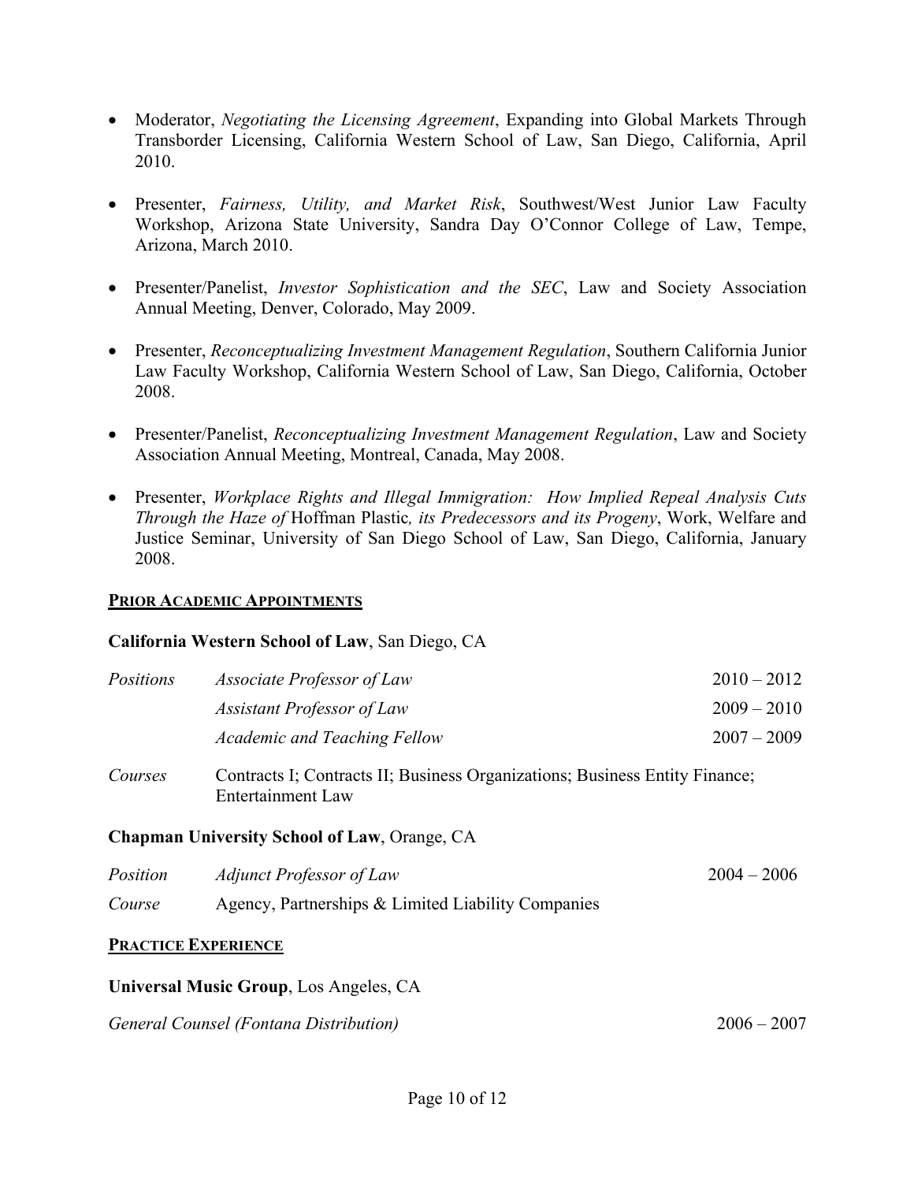- Moderator, *Negotiating the Licensing Agreement*, Expanding into Global Markets Through Transborder Licensing, California Western School of Law, San Diego, California, April 2010.

- Presenter, *Fairness, Utility, and Market Risk*, Southwest/West Junior Law Faculty Workshop, Arizona State University, Sandra Day O'Connor College of Law, Tempe, Arizona, March 2010.

- Presenter/Panelist, *Investor Sophistication and the SEC*, Law and Society Association Annual Meeting, Denver, Colorado, May 2009.

- Presenter, *Reconceptualizing Investment Management Regulation*, Southern California Junior Law Faculty Workshop, California Western School of Law, San Diego, California, October 2008.

- Presenter/Panelist, *Reconceptualizing Investment Management Regulation*, Law and Society Association Annual Meeting, Montreal, Canada, May 2008.

- Presenter, *Workplace Rights and Illegal Immigration: How Implied Repeal Analysis Cuts Through the Haze of* Hoffman Plastic*, its Predecessors and its Progeny*, Work, Welfare and Justice Seminar, University of San Diego School of Law, San Diego, California, January 2008.

## PRIOR ACADEMIC APPOINTMENTS

**California Western School of Law**, San Diego, CA

| | | |
|---|---|---|
| *Positions* | *Associate Professor of Law* | 2010 – 2012 |
| | *Assistant Professor of Law* | 2009 – 2010 |
| | *Academic and Teaching Fellow* | 2007 – 2009 |
| *Courses* | Contracts I; Contracts II; Business Organizations; Business Entity Finance; Entertainment Law | |

**Chapman University School of Law**, Orange, CA

| | | |
|---|---|---|
| *Position* | *Adjunct Professor of Law* | 2004 – 2006 |
| *Course* | Agency, Partnerships & Limited Liability Companies | |

## PRACTICE EXPERIENCE

**Universal Music Group**, Los Angeles, CA

*General Counsel (Fontana Distribution)* 2006 – 2007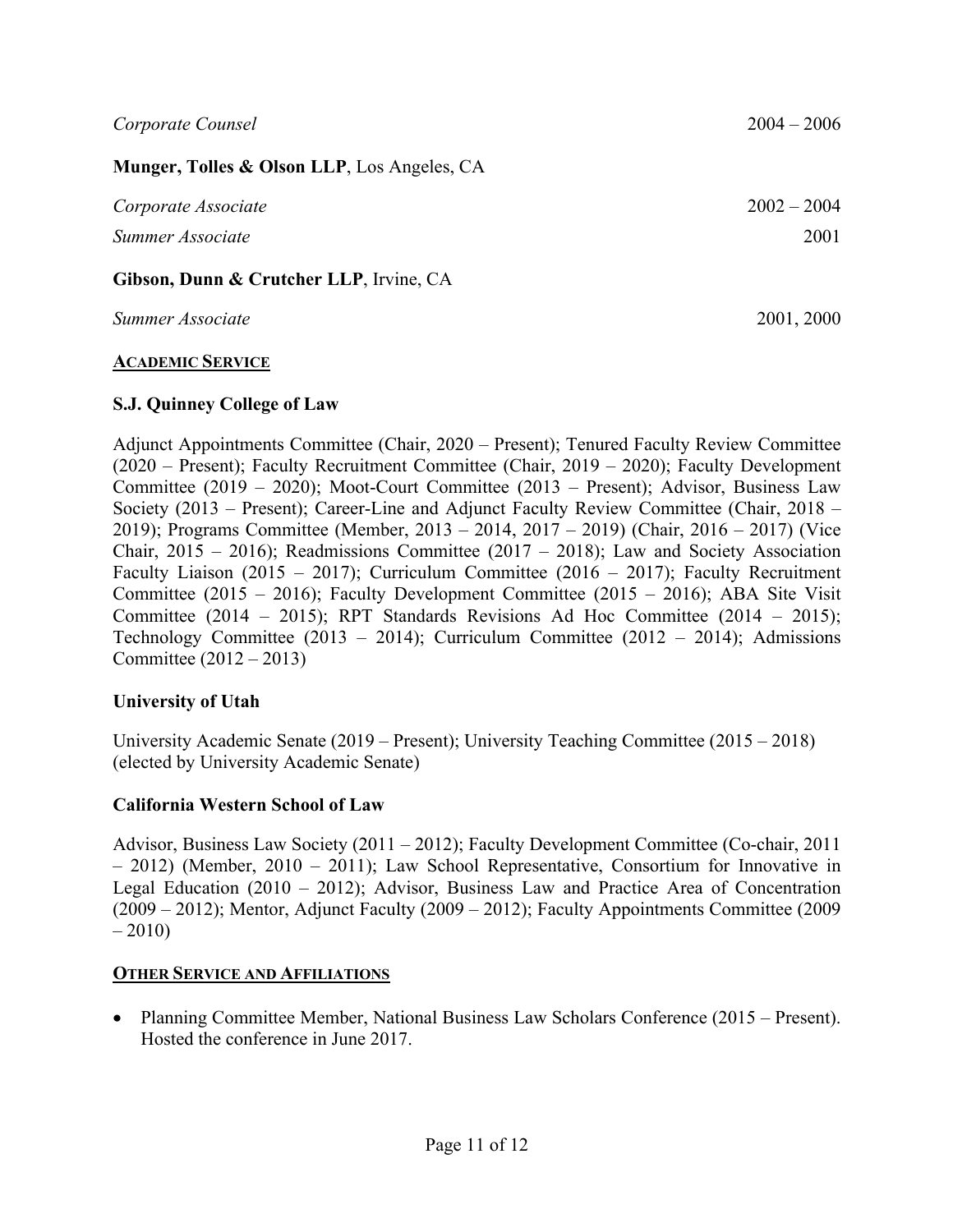*Corporate Counsel* 2004 – 2006

**Munger, Tolles & Olson LLP**, Los Angeles, CA

*Corporate Associate* 2002 – 2004

*Summer Associate* 2001

**Gibson, Dunn & Crutcher LLP**, Irvine, CA

*Summer Associate* 2001, 2000

## ACADEMIC SERVICE

### S.J. Quinney College of Law

Adjunct Appointments Committee (Chair, 2020 – Present); Tenured Faculty Review Committee (2020 – Present); Faculty Recruitment Committee (Chair, 2019 – 2020); Faculty Development Committee (2019 – 2020); Moot-Court Committee (2013 – Present); Advisor, Business Law Society (2013 – Present); Career-Line and Adjunct Faculty Review Committee (Chair, 2018 – 2019); Programs Committee (Member, 2013 – 2014, 2017 – 2019) (Chair, 2016 – 2017) (Vice Chair, 2015 – 2016); Readmissions Committee (2017 – 2018); Law and Society Association Faculty Liaison (2015 – 2017); Curriculum Committee (2016 – 2017); Faculty Recruitment Committee (2015 – 2016); Faculty Development Committee (2015 – 2016); ABA Site Visit Committee (2014 – 2015); RPT Standards Revisions Ad Hoc Committee (2014 – 2015); Technology Committee (2013 – 2014); Curriculum Committee (2012 – 2014); Admissions Committee (2012 – 2013)

### University of Utah

University Academic Senate (2019 – Present); University Teaching Committee (2015 – 2018) (elected by University Academic Senate)

### California Western School of Law

Advisor, Business Law Society (2011 – 2012); Faculty Development Committee (Co-chair, 2011 – 2012) (Member, 2010 – 2011); Law School Representative, Consortium for Innovative in Legal Education (2010 – 2012); Advisor, Business Law and Practice Area of Concentration (2009 – 2012); Mentor, Adjunct Faculty (2009 – 2012); Faculty Appointments Committee (2009 – 2010)

## OTHER SERVICE AND AFFILIATIONS

- Planning Committee Member, National Business Law Scholars Conference (2015 – Present). Hosted the conference in June 2017.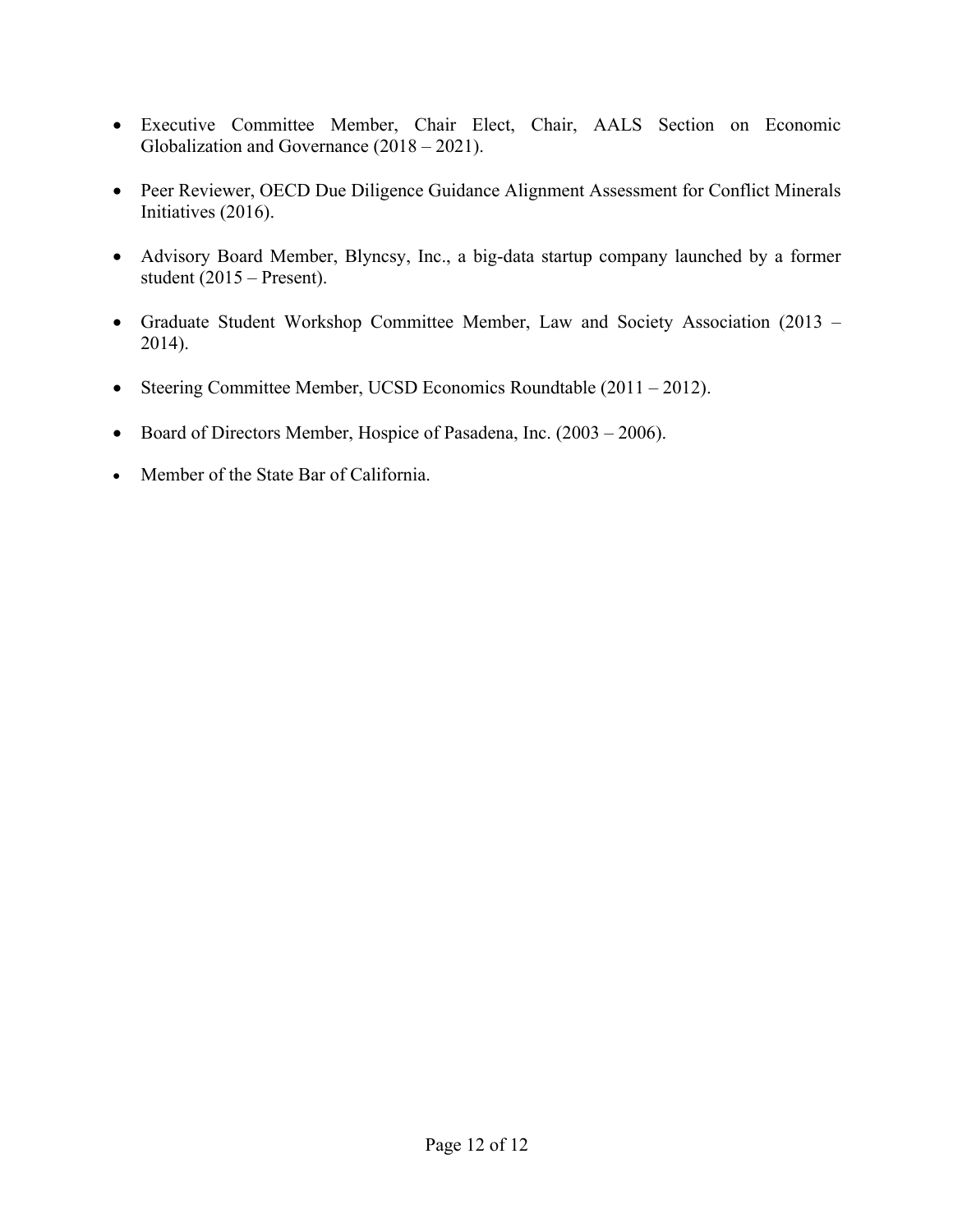- Executive Committee Member, Chair Elect, Chair, AALS Section on Economic Globalization and Governance (2018 – 2021).

- Peer Reviewer, OECD Due Diligence Guidance Alignment Assessment for Conflict Minerals Initiatives (2016).

- Advisory Board Member, Blyncsy, Inc., a big-data startup company launched by a former student (2015 – Present).

- Graduate Student Workshop Committee Member, Law and Society Association (2013 – 2014).

- Steering Committee Member, UCSD Economics Roundtable (2011 – 2012).

- Board of Directors Member, Hospice of Pasadena, Inc. (2003 – 2006).

- Member of the State Bar of California.